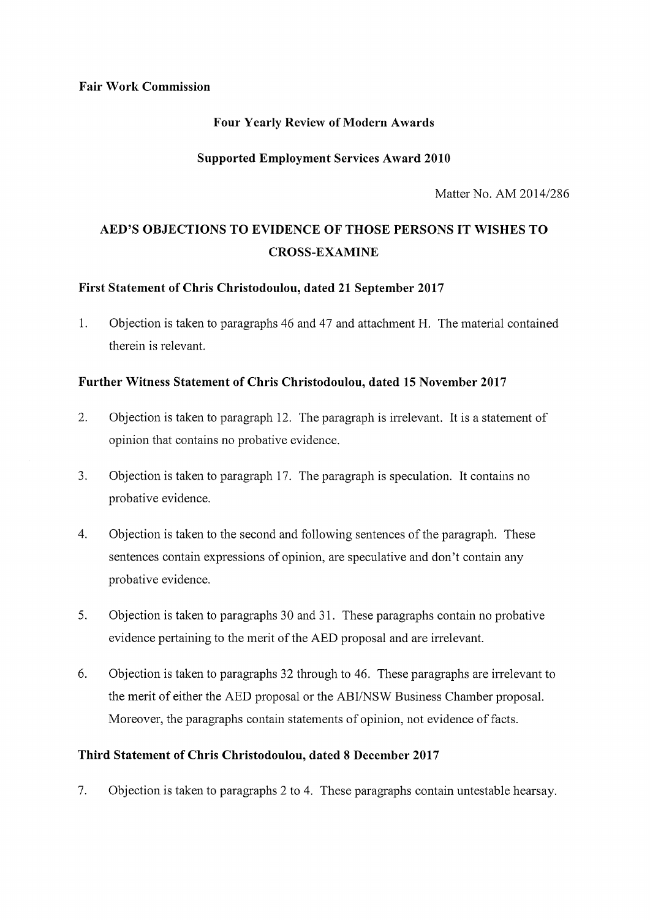**Fair Work Commission**

**Four Yearly Review of Modern Awards**

**Supported Employment Services Award 2010**

Matter No. AM 2014/286

# AED'S OBJECTIONS TO EVIDENCE OF THOSE PERSONS IT WISHES TO CROSS-EXAMINE

## First Statement of Chris Christodoulou, dated 21 September 2017

1. Objection is taken to paragraphs 46 and 47 and attachment H. The material contained therein is relevant.

## Further Witness Statement of Chris Christodoulou, dated 15 November 2017

2. Objection is taken to paragraph 12. The paragraph is irrelevant. It is a statement of opinion that contains no probative evidence.

3. Objection is taken to paragraph 17. The paragraph is speculation. It contains no probative evidence.

4. Objection is taken to the second and following sentences of the paragraph. These sentences contain expressions of opinion, are speculative and don't contain any probative evidence.

5. Objection is taken to paragraphs 30 and 31. These paragraphs contain no probative evidence pertaining to the merit of the AED proposal and are irrelevant.

6. Objection is taken to paragraphs 32 through to 46. These paragraphs are irrelevant to the merit of either the AED proposal or the ABI/NSW Business Chamber proposal. Moreover, the paragraphs contain statements of opinion, not evidence of facts.

## Third Statement of Chris Christodoulou, dated 8 December 2017

7. Objection is taken to paragraphs 2 to 4. These paragraphs contain untestable hearsay.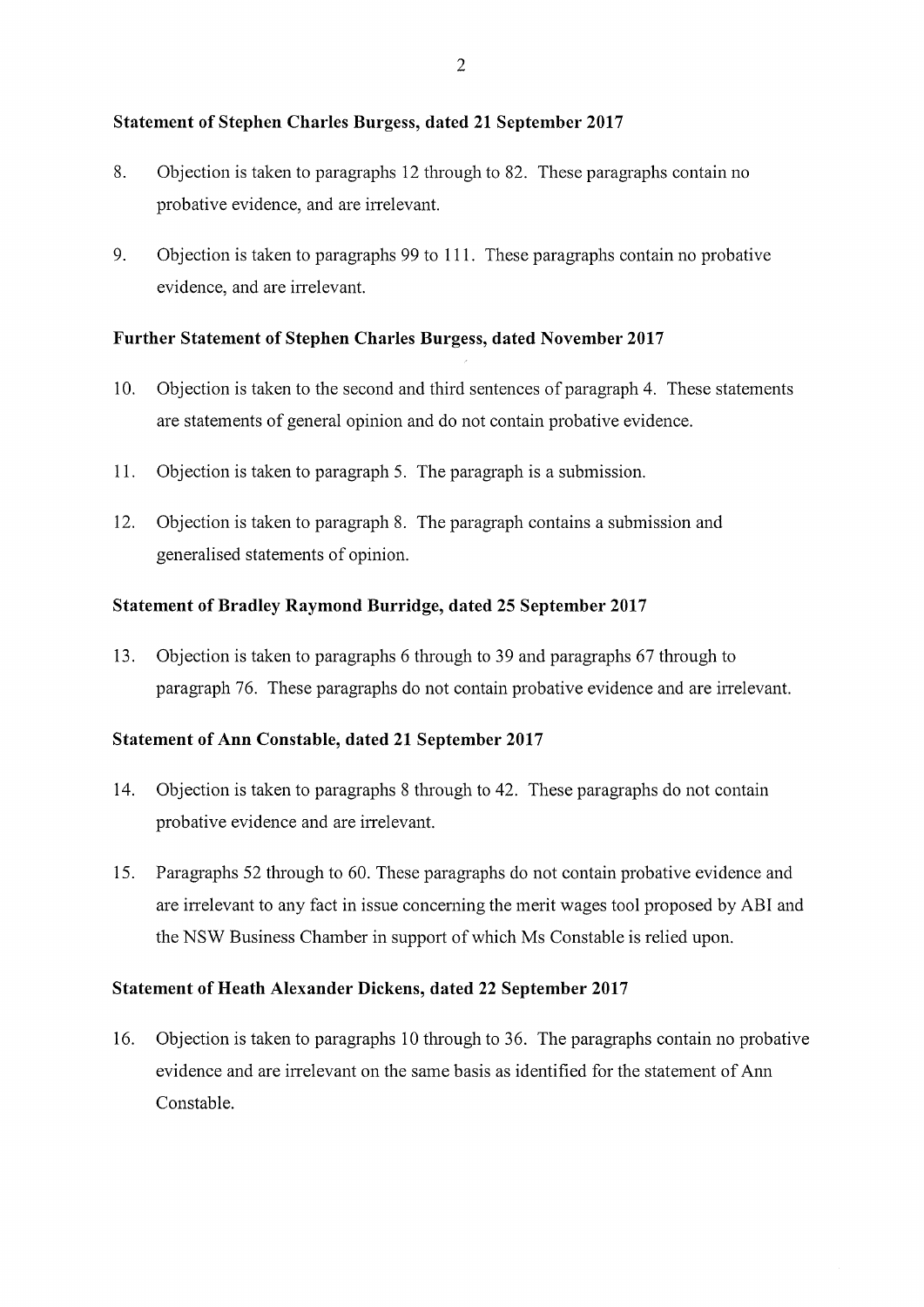**Statement of Stephen Charles Burgess, dated 21 September 2017**

8. Objection is taken to paragraphs 12 through to 82. These paragraphs contain no probative evidence, and are irrelevant.

9. Objection is taken to paragraphs 99 to 111. These paragraphs contain no probative evidence, and are irrelevant.

**Further Statement of Stephen Charles Burgess, dated November 2017**

10. Objection is taken to the second and third sentences of paragraph 4. These statements are statements of general opinion and do not contain probative evidence.

11. Objection is taken to paragraph 5. The paragraph is a submission.

12. Objection is taken to paragraph 8. The paragraph contains a submission and generalised statements of opinion.

**Statement of Bradley Raymond Burridge, dated 25 September 2017**

13. Objection is taken to paragraphs 6 through to 39 and paragraphs 67 through to paragraph 76. These paragraphs do not contain probative evidence and are irrelevant.

**Statement of Ann Constable, dated 21 September 2017**

14. Objection is taken to paragraphs 8 through to 42. These paragraphs do not contain probative evidence and are irrelevant.

15. Paragraphs 52 through to 60. These paragraphs do not contain probative evidence and are irrelevant to any fact in issue concerning the merit wages tool proposed by ABI and the NSW Business Chamber in support of which Ms Constable is relied upon.

**Statement of Heath Alexander Dickens, dated 22 September 2017**

16. Objection is taken to paragraphs 10 through to 36. The paragraphs contain no probative evidence and are irrelevant on the same basis as identified for the statement of Ann Constable.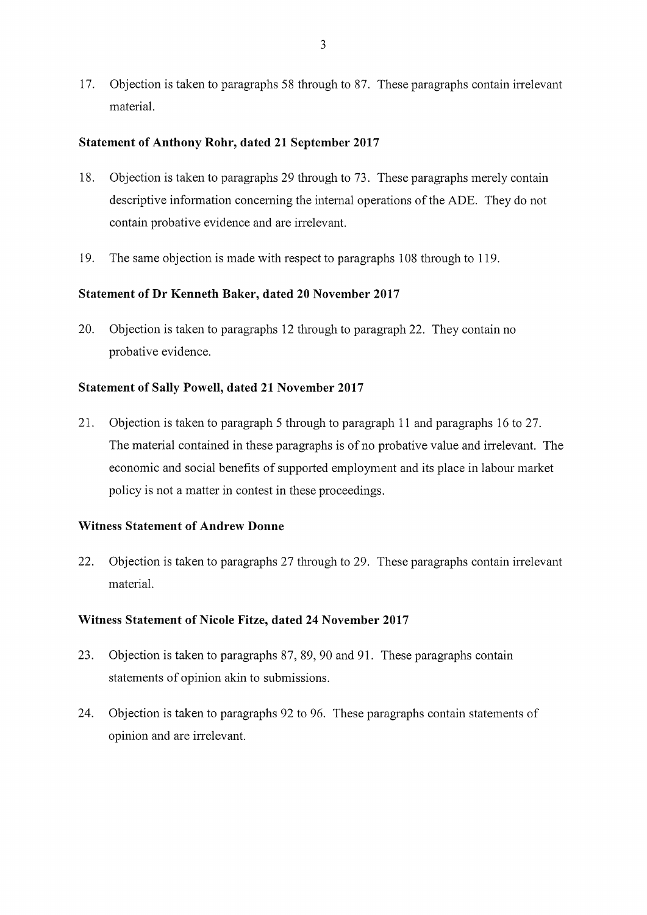17. Objection is taken to paragraphs 58 through to 87. These paragraphs contain irrelevant material.

**Statement of Anthony Rohr, dated 21 September 2017**

18. Objection is taken to paragraphs 29 through to 73. These paragraphs merely contain descriptive information concerning the internal operations of the ADE. They do not contain probative evidence and are irrelevant.

19. The same objection is made with respect to paragraphs 108 through to 119.

**Statement of Dr Kenneth Baker, dated 20 November 2017**

20. Objection is taken to paragraphs 12 through to paragraph 22. They contain no probative evidence.

**Statement of Sally Powell, dated 21 November 2017**

21. Objection is taken to paragraph 5 through to paragraph 11 and paragraphs 16 to 27. The material contained in these paragraphs is of no probative value and irrelevant. The economic and social benefits of supported employment and its place in labour market policy is not a matter in contest in these proceedings.

**Witness Statement of Andrew Donne**

22. Objection is taken to paragraphs 27 through to 29. These paragraphs contain irrelevant material.

**Witness Statement of Nicole Fitze, dated 24 November 2017**

23. Objection is taken to paragraphs 87, 89, 90 and 91. These paragraphs contain statements of opinion akin to submissions.

24. Objection is taken to paragraphs 92 to 96. These paragraphs contain statements of opinion and are irrelevant.